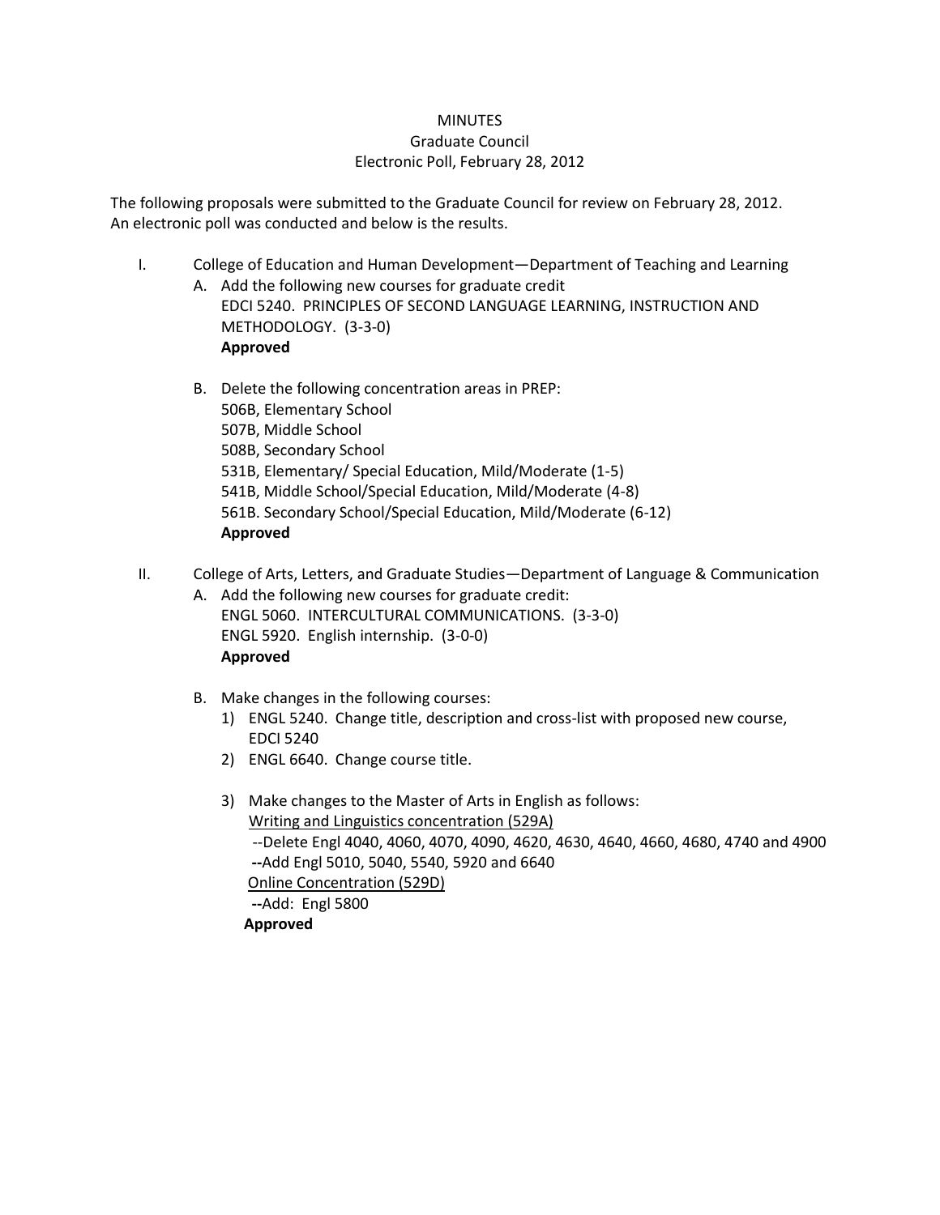# MINUTES

## Graduate Council

### Electronic Poll, February 28, 2012

The following proposals were submitted to the Graduate Council for review on February 28, 2012. An electronic poll was conducted and below is the results.

I. College of Education and Human Development—Department of Teaching and Learning

   A. Add the following new courses for graduate credit
      EDCI 5240. PRINCIPLES OF SECOND LANGUAGE LEARNING, INSTRUCTION AND METHODOLOGY. (3-3-0)
      **Approved**

   B. Delete the following concentration areas in PREP:
      506B, Elementary School
      507B, Middle School
      508B, Secondary School
      531B, Elementary/ Special Education, Mild/Moderate (1-5)
      541B, Middle School/Special Education, Mild/Moderate (4-8)
      561B. Secondary School/Special Education, Mild/Moderate (6-12)
      **Approved**

II. College of Arts, Letters, and Graduate Studies—Department of Language & Communication

   A. Add the following new courses for graduate credit:
      ENGL 5060. INTERCULTURAL COMMUNICATIONS. (3-3-0)
      ENGL 5920. English internship. (3-0-0)
      **Approved**

   B. Make changes in the following courses:
      1) ENGL 5240. Change title, description and cross-list with proposed new course, EDCI 5240
      2) ENGL 6640. Change course title.
      3) Make changes to the Master of Arts in English as follows:
         <u>Writing and Linguistics concentration (529A)</u>
         --Delete Engl 4040, 4060, 4070, 4090, 4620, 4630, 4640, 4660, 4680, 4740 and 4900
         --Add Engl 5010, 5040, 5540, 5920 and 6640
         <u>Online Concentration (529D)</u>
         --Add: Engl 5800
         **Approved**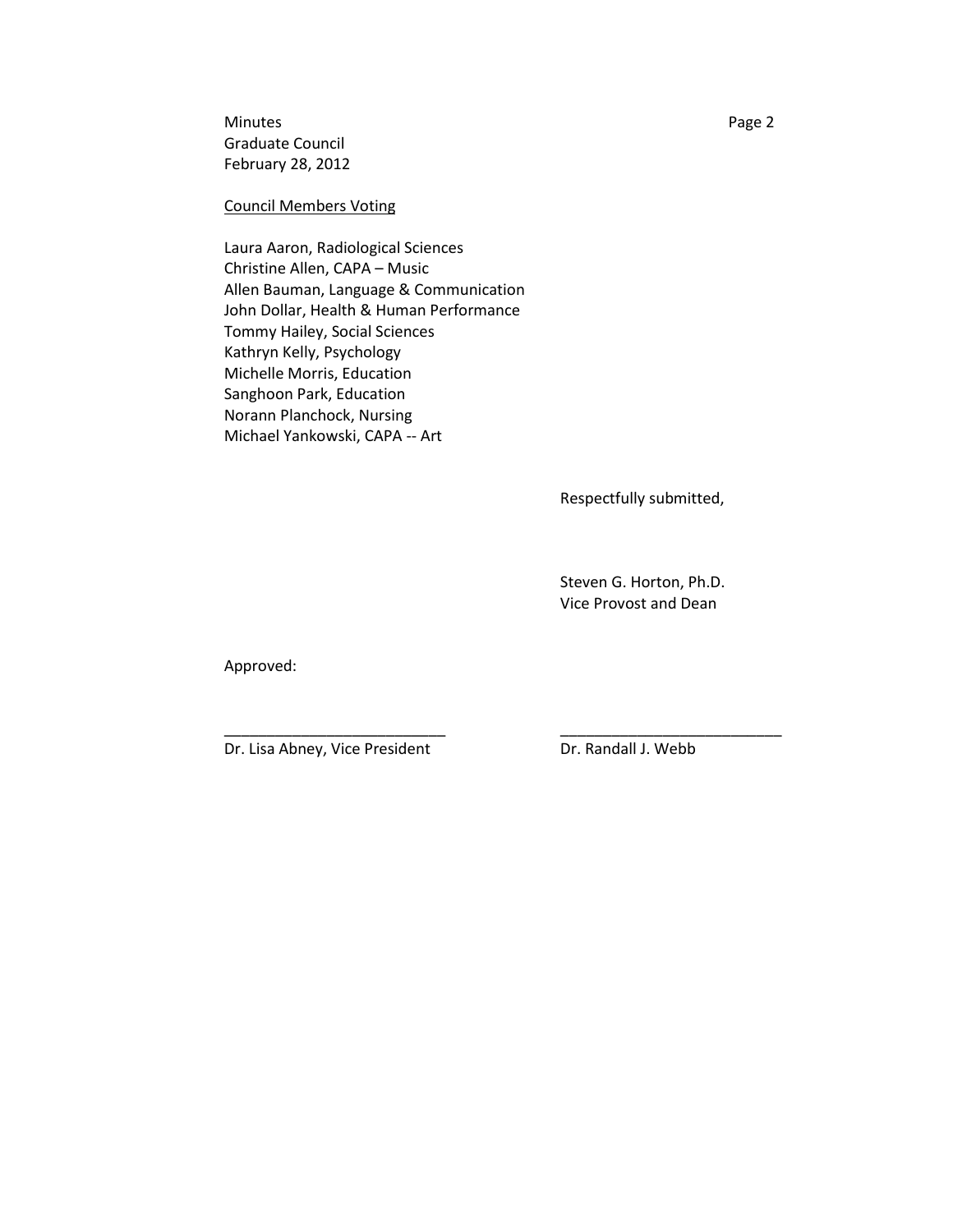Council Members Voting

Laura Aaron, Radiological Sciences
Christine Allen, CAPA – Music
Allen Bauman, Language & Communication
John Dollar, Health & Human Performance
Tommy Hailey, Social Sciences
Kathryn Kelly, Psychology
Michelle Morris, Education
Sanghoon Park, Education
Norann Planchock, Nursing
Michael Yankowski, CAPA -- Art

Respectfully submitted,

Steven G. Horton, Ph.D.
Vice Provost and Dean

Approved:

__________________________
Dr. Lisa Abney, Vice President

__________________________
Dr. Randall J. Webb